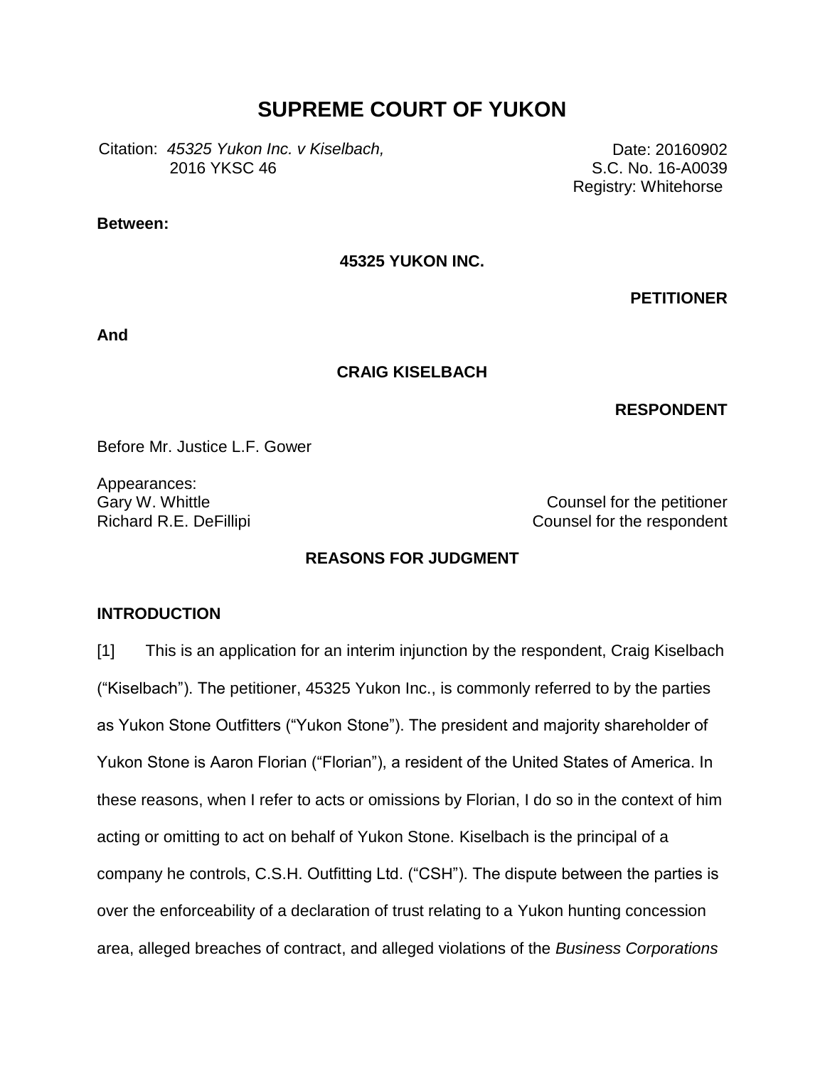# SUPREME COURT OF YUKON

Citation: *45325 Yukon Inc. v Kiselbach*, 2016 YKSC 46

Date: 20160902
S.C. No. 16-A0039
Registry: Whitehorse

**Between:**

**45325 YUKON INC.**

**PETITIONER**

**And**

**CRAIG KISELBACH**

**RESPONDENT**

Before Mr. Justice L.F. Gower

Appearances:

| | |
|---|---|
| Gary W. Whittle | Counsel for the petitioner |
| Richard R.E. DeFillipi | Counsel for the respondent |

## REASONS FOR JUDGMENT

### INTRODUCTION

[1] This is an application for an interim injunction by the respondent, Craig Kiselbach ("Kiselbach"). The petitioner, 45325 Yukon Inc., is commonly referred to by the parties as Yukon Stone Outfitters ("Yukon Stone"). The president and majority shareholder of Yukon Stone is Aaron Florian ("Florian"), a resident of the United States of America. In these reasons, when I refer to acts or omissions by Florian, I do so in the context of him acting or omitting to act on behalf of Yukon Stone. Kiselbach is the principal of a company he controls, C.S.H. Outfitting Ltd. ("CSH"). The dispute between the parties is over the enforceability of a declaration of trust relating to a Yukon hunting concession area, alleged breaches of contract, and alleged violations of the *Business Corporations*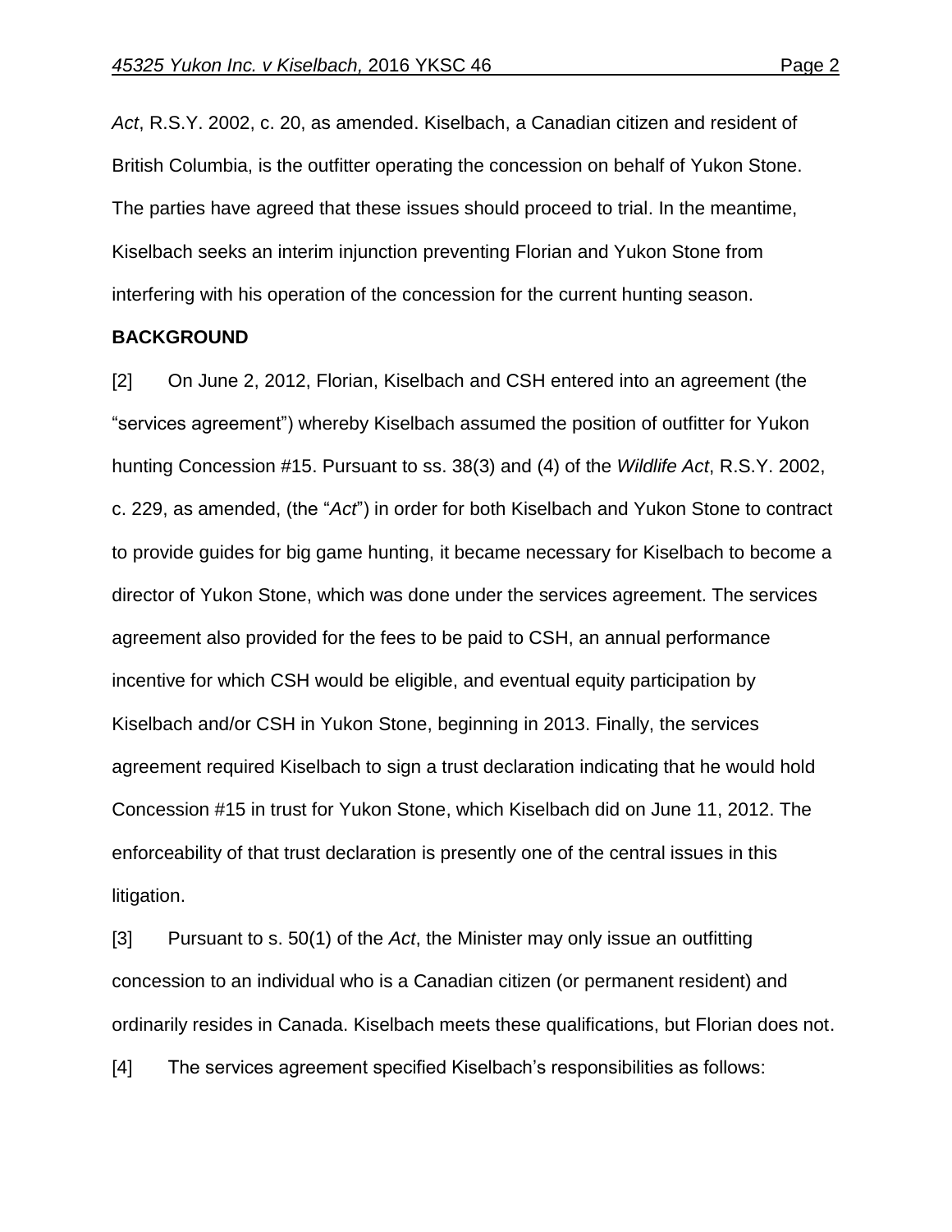*Act*, R.S.Y. 2002, c. 20, as amended. Kiselbach, a Canadian citizen and resident of British Columbia, is the outfitter operating the concession on behalf of Yukon Stone. The parties have agreed that these issues should proceed to trial. In the meantime, Kiselbach seeks an interim injunction preventing Florian and Yukon Stone from interfering with his operation of the concession for the current hunting season.

**BACKGROUND**

[2] On June 2, 2012, Florian, Kiselbach and CSH entered into an agreement (the "services agreement") whereby Kiselbach assumed the position of outfitter for Yukon hunting Concession #15. Pursuant to ss. 38(3) and (4) of the *Wildlife Act*, R.S.Y. 2002, c. 229, as amended, (the "*Act*") in order for both Kiselbach and Yukon Stone to contract to provide guides for big game hunting, it became necessary for Kiselbach to become a director of Yukon Stone, which was done under the services agreement. The services agreement also provided for the fees to be paid to CSH, an annual performance incentive for which CSH would be eligible, and eventual equity participation by Kiselbach and/or CSH in Yukon Stone, beginning in 2013. Finally, the services agreement required Kiselbach to sign a trust declaration indicating that he would hold Concession #15 in trust for Yukon Stone, which Kiselbach did on June 11, 2012. The enforceability of that trust declaration is presently one of the central issues in this litigation.

[3] Pursuant to s. 50(1) of the *Act*, the Minister may only issue an outfitting concession to an individual who is a Canadian citizen (or permanent resident) and ordinarily resides in Canada. Kiselbach meets these qualifications, but Florian does not.

[4] The services agreement specified Kiselbach's responsibilities as follows: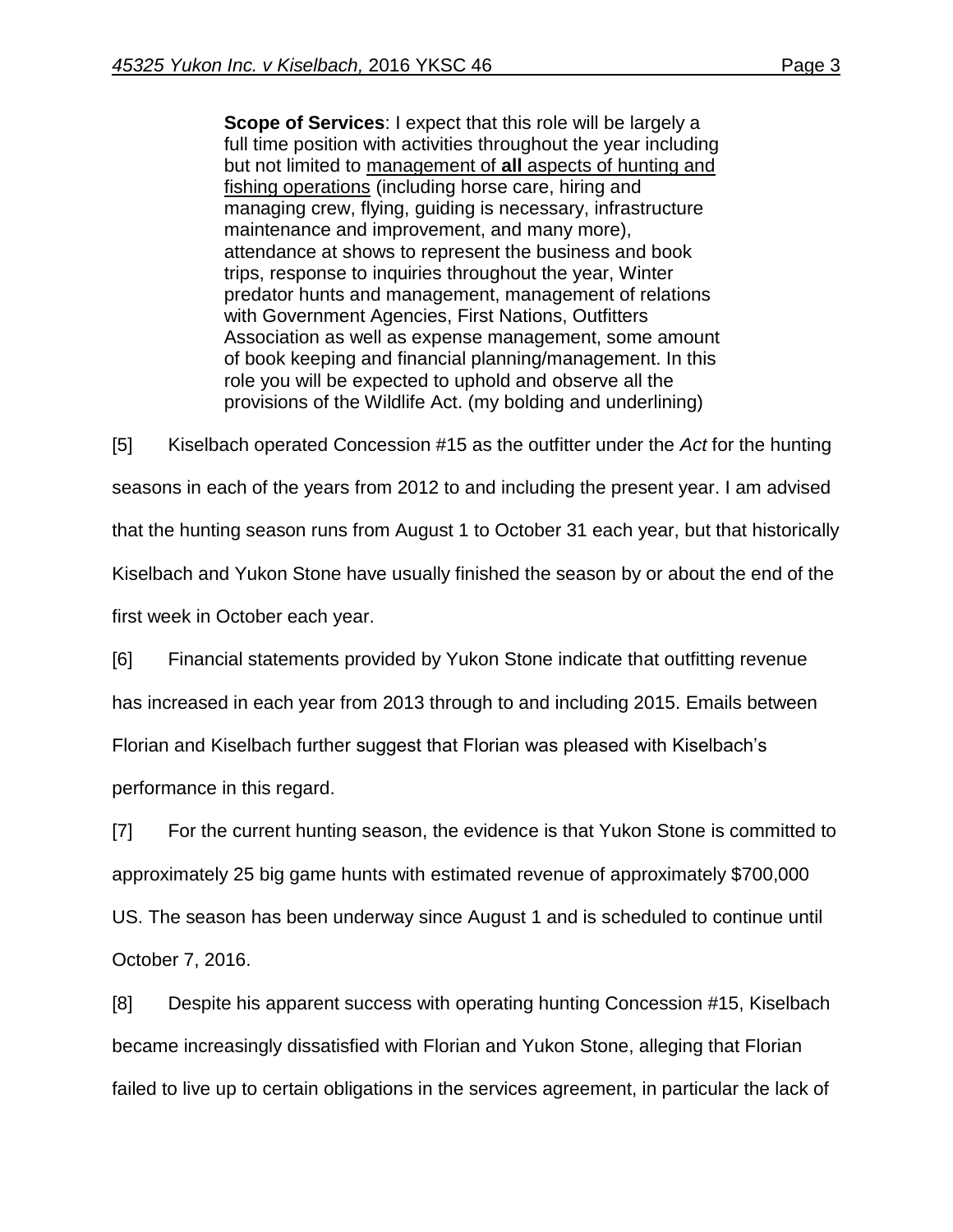> **Scope of Services**: I expect that this role will be largely a full time position with activities throughout the year including but not limited to <u>management of **all** aspects of hunting and fishing operations</u> (including horse care, hiring and managing crew, flying, guiding is necessary, infrastructure maintenance and improvement, and many more), attendance at shows to represent the business and book trips, response to inquiries throughout the year, Winter predator hunts and management, management of relations with Government Agencies, First Nations, Outfitters Association as well as expense management, some amount of book keeping and financial planning/management. In this role you will be expected to uphold and observe all the provisions of the Wildlife Act. (my bolding and underlining)

[5] Kiselbach operated Concession #15 as the outfitter under the *Act* for the hunting seasons in each of the years from 2012 to and including the present year. I am advised that the hunting season runs from August 1 to October 31 each year, but that historically Kiselbach and Yukon Stone have usually finished the season by or about the end of the first week in October each year.

[6] Financial statements provided by Yukon Stone indicate that outfitting revenue has increased in each year from 2013 through to and including 2015. Emails between Florian and Kiselbach further suggest that Florian was pleased with Kiselbach's performance in this regard.

[7] For the current hunting season, the evidence is that Yukon Stone is committed to approximately 25 big game hunts with estimated revenue of approximately $700,000 US. The season has been underway since August 1 and is scheduled to continue until October 7, 2016.

[8] Despite his apparent success with operating hunting Concession #15, Kiselbach became increasingly dissatisfied with Florian and Yukon Stone, alleging that Florian failed to live up to certain obligations in the services agreement, in particular the lack of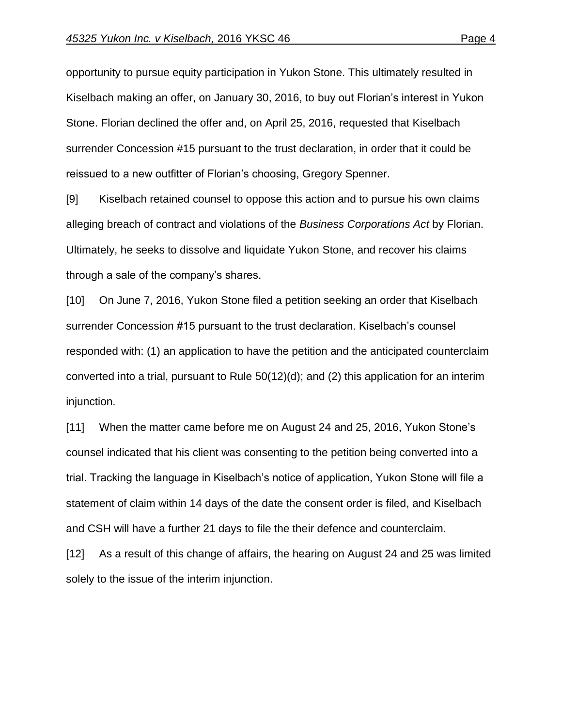opportunity to pursue equity participation in Yukon Stone. This ultimately resulted in Kiselbach making an offer, on January 30, 2016, to buy out Florian's interest in Yukon Stone. Florian declined the offer and, on April 25, 2016, requested that Kiselbach surrender Concession #15 pursuant to the trust declaration, in order that it could be reissued to a new outfitter of Florian's choosing, Gregory Spenner.

[9] Kiselbach retained counsel to oppose this action and to pursue his own claims alleging breach of contract and violations of the *Business Corporations Act* by Florian. Ultimately, he seeks to dissolve and liquidate Yukon Stone, and recover his claims through a sale of the company's shares.

[10] On June 7, 2016, Yukon Stone filed a petition seeking an order that Kiselbach surrender Concession #15 pursuant to the trust declaration. Kiselbach's counsel responded with: (1) an application to have the petition and the anticipated counterclaim converted into a trial, pursuant to Rule 50(12)(d); and (2) this application for an interim injunction.

[11] When the matter came before me on August 24 and 25, 2016, Yukon Stone's counsel indicated that his client was consenting to the petition being converted into a trial. Tracking the language in Kiselbach's notice of application, Yukon Stone will file a statement of claim within 14 days of the date the consent order is filed, and Kiselbach and CSH will have a further 21 days to file the their defence and counterclaim.

[12] As a result of this change of affairs, the hearing on August 24 and 25 was limited solely to the issue of the interim injunction.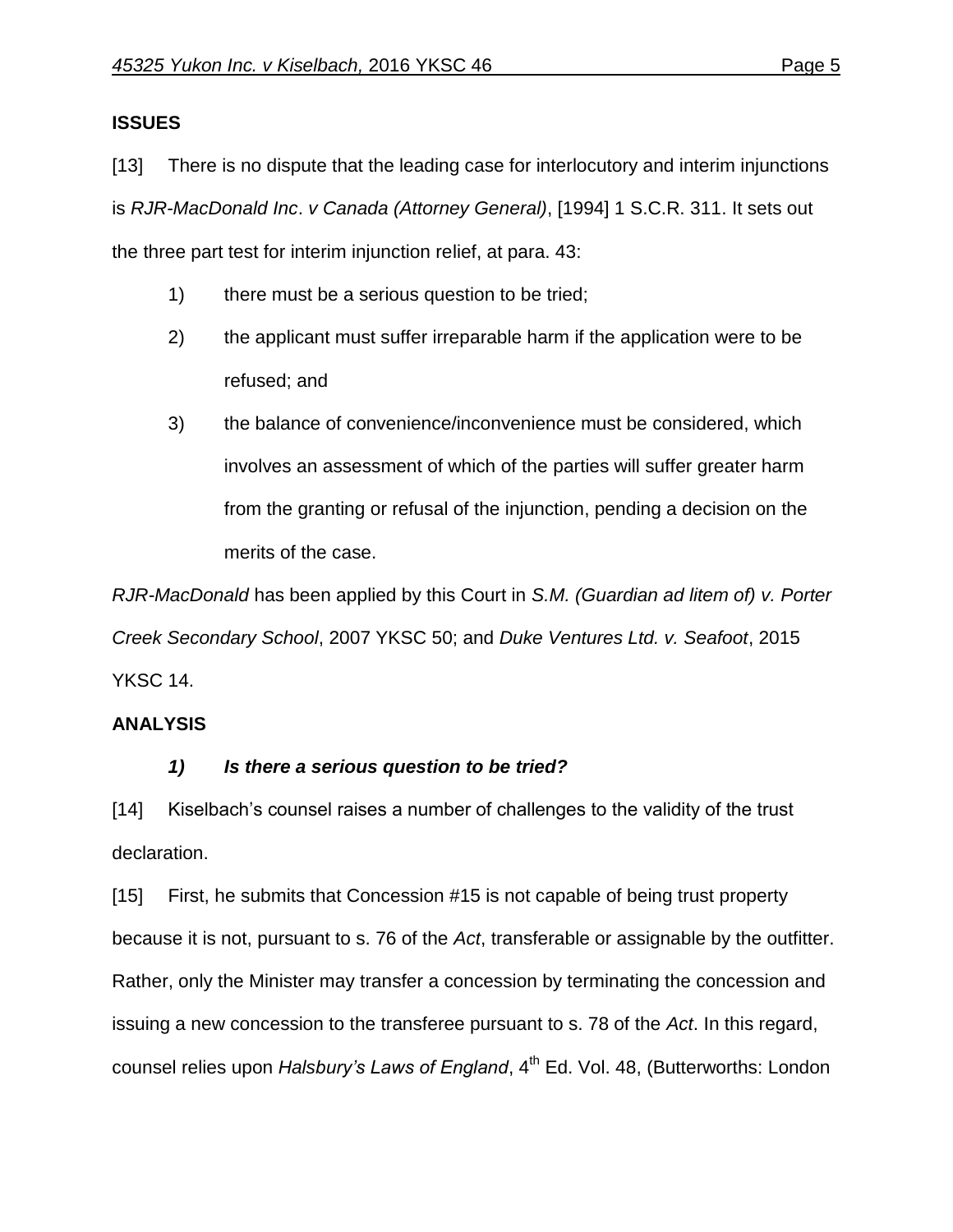## ISSUES

[13] There is no dispute that the leading case for interlocutory and interim injunctions is *RJR-MacDonald Inc. v Canada (Attorney General)*, [1994] 1 S.C.R. 311. It sets out the three part test for interim injunction relief, at para. 43:

1) there must be a serious question to be tried;
2) the applicant must suffer irreparable harm if the application were to be refused; and
3) the balance of convenience/inconvenience must be considered, which involves an assessment of which of the parties will suffer greater harm from the granting or refusal of the injunction, pending a decision on the merits of the case.

*RJR-MacDonald* has been applied by this Court in *S.M. (Guardian ad litem of) v. Porter Creek Secondary School*, 2007 YKSC 50; and *Duke Ventures Ltd. v. Seafoot*, 2015 YKSC 14.

## ANALYSIS

### *1) Is there a serious question to be tried?*

[14] Kiselbach's counsel raises a number of challenges to the validity of the trust declaration.

[15] First, he submits that Concession #15 is not capable of being trust property because it is not, pursuant to s. 76 of the *Act*, transferable or assignable by the outfitter. Rather, only the Minister may transfer a concession by terminating the concession and issuing a new concession to the transferee pursuant to s. 78 of the *Act*. In this regard, counsel relies upon *Halsbury's Laws of England*, 4th Ed. Vol. 48, (Butterworths: London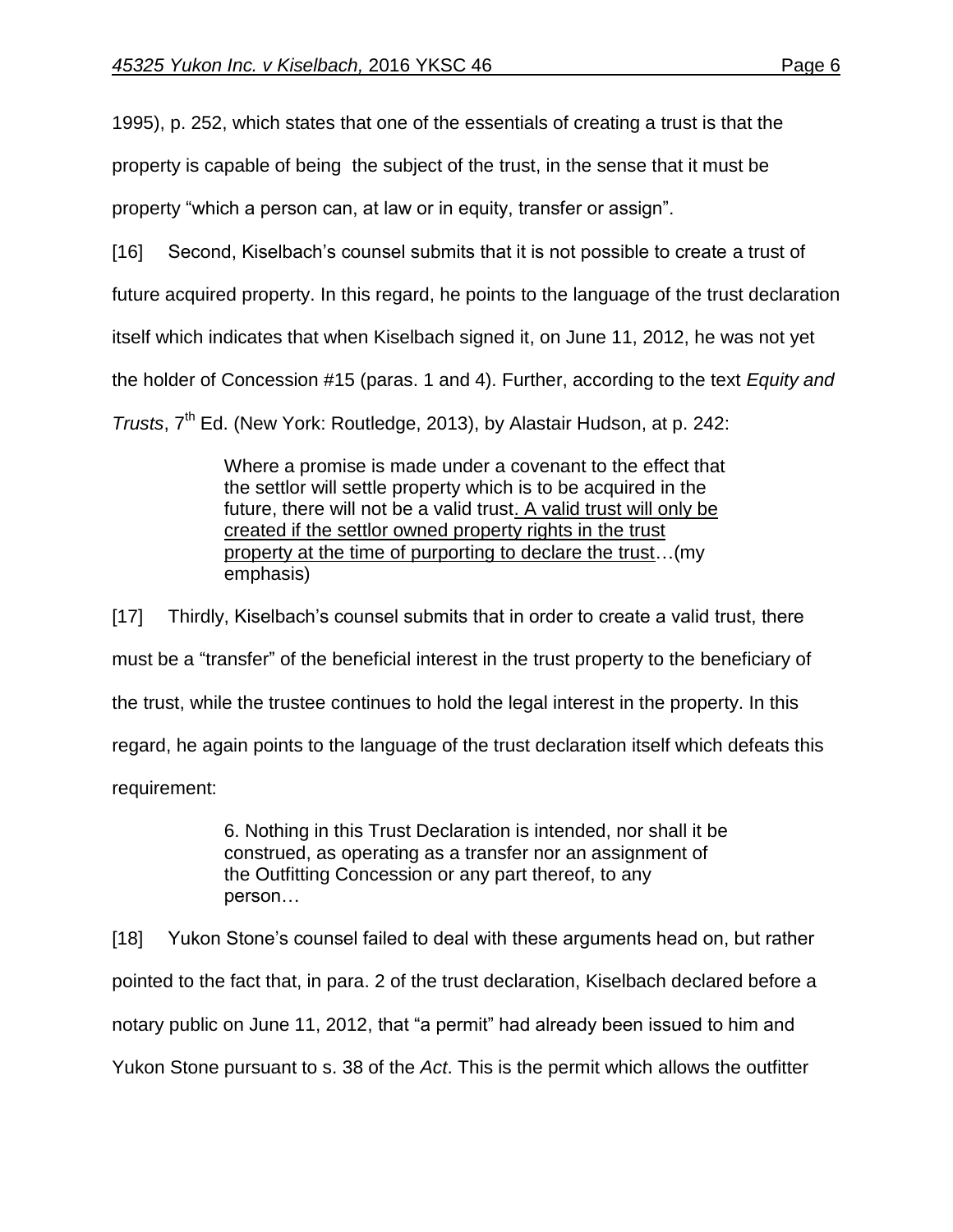1995), p. 252, which states that one of the essentials of creating a trust is that the property is capable of being the subject of the trust, in the sense that it must be property "which a person can, at law or in equity, transfer or assign".

[16] Second, Kiselbach's counsel submits that it is not possible to create a trust of future acquired property. In this regard, he points to the language of the trust declaration itself which indicates that when Kiselbach signed it, on June 11, 2012, he was not yet the holder of Concession #15 (paras. 1 and 4). Further, according to the text *Equity and Trusts*, 7th Ed. (New York: Routledge, 2013), by Alastair Hudson, at p. 242:

> Where a promise is made under a covenant to the effect that the settlor will settle property which is to be acquired in the future, there will not be a valid trust. <u>A valid trust will only be created if the settlor owned property rights in the trust property at the time of purporting to declare the trust</u>…(my emphasis)

[17] Thirdly, Kiselbach's counsel submits that in order to create a valid trust, there must be a "transfer" of the beneficial interest in the trust property to the beneficiary of the trust, while the trustee continues to hold the legal interest in the property. In this regard, he again points to the language of the trust declaration itself which defeats this requirement:

> 6. Nothing in this Trust Declaration is intended, nor shall it be construed, as operating as a transfer nor an assignment of the Outfitting Concession or any part thereof, to any person…

[18] Yukon Stone's counsel failed to deal with these arguments head on, but rather pointed to the fact that, in para. 2 of the trust declaration, Kiselbach declared before a notary public on June 11, 2012, that "a permit" had already been issued to him and Yukon Stone pursuant to s. 38 of the *Act*. This is the permit which allows the outfitter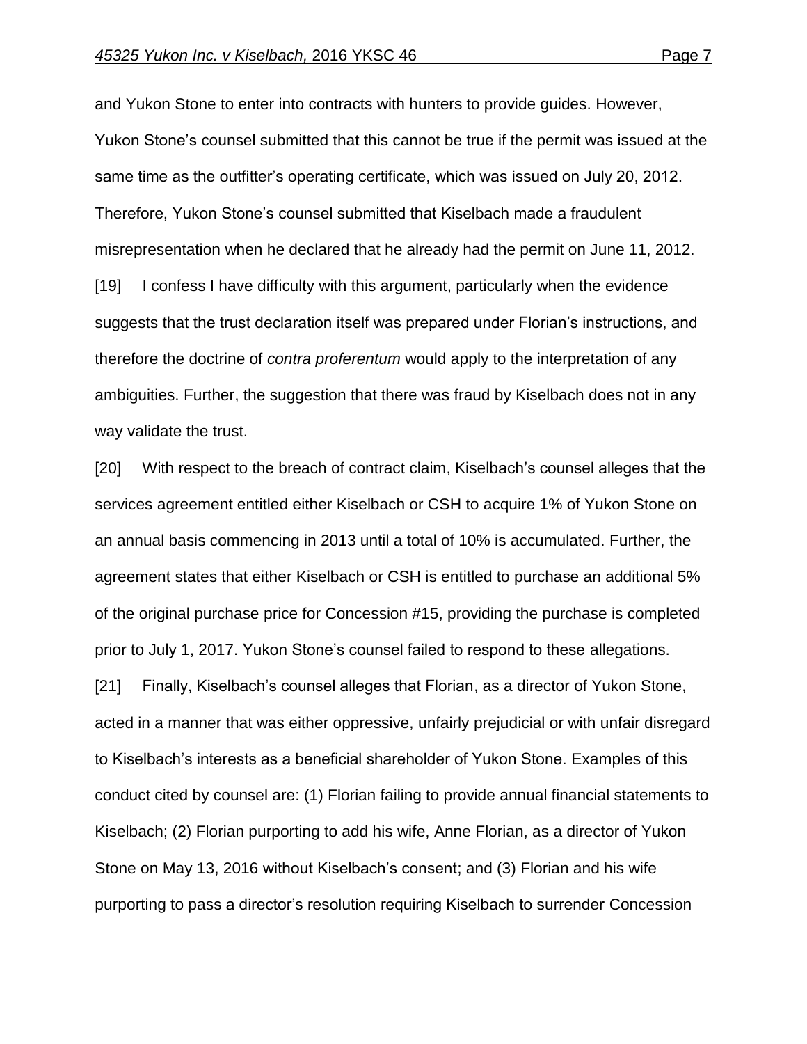and Yukon Stone to enter into contracts with hunters to provide guides. However, Yukon Stone's counsel submitted that this cannot be true if the permit was issued at the same time as the outfitter's operating certificate, which was issued on July 20, 2012. Therefore, Yukon Stone's counsel submitted that Kiselbach made a fraudulent misrepresentation when he declared that he already had the permit on June 11, 2012.

[19] I confess I have difficulty with this argument, particularly when the evidence suggests that the trust declaration itself was prepared under Florian's instructions, and therefore the doctrine of *contra proferentum* would apply to the interpretation of any ambiguities. Further, the suggestion that there was fraud by Kiselbach does not in any way validate the trust.

[20] With respect to the breach of contract claim, Kiselbach's counsel alleges that the services agreement entitled either Kiselbach or CSH to acquire 1% of Yukon Stone on an annual basis commencing in 2013 until a total of 10% is accumulated. Further, the agreement states that either Kiselbach or CSH is entitled to purchase an additional 5% of the original purchase price for Concession #15, providing the purchase is completed prior to July 1, 2017. Yukon Stone's counsel failed to respond to these allegations.

[21] Finally, Kiselbach's counsel alleges that Florian, as a director of Yukon Stone, acted in a manner that was either oppressive, unfairly prejudicial or with unfair disregard to Kiselbach's interests as a beneficial shareholder of Yukon Stone. Examples of this conduct cited by counsel are: (1) Florian failing to provide annual financial statements to Kiselbach; (2) Florian purporting to add his wife, Anne Florian, as a director of Yukon Stone on May 13, 2016 without Kiselbach's consent; and (3) Florian and his wife purporting to pass a director's resolution requiring Kiselbach to surrender Concession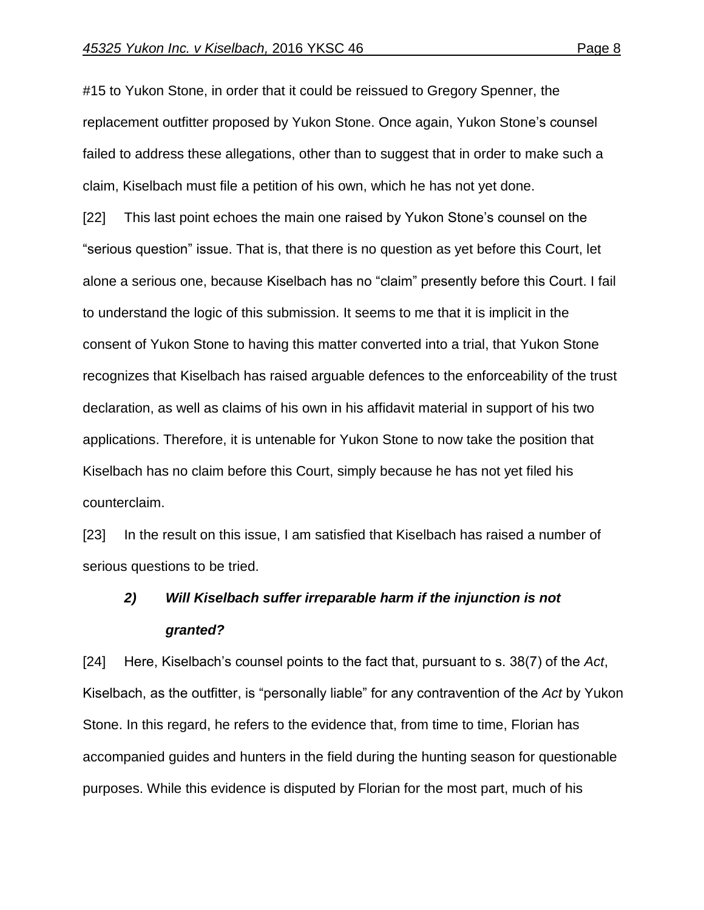#15 to Yukon Stone, in order that it could be reissued to Gregory Spenner, the replacement outfitter proposed by Yukon Stone. Once again, Yukon Stone's counsel failed to address these allegations, other than to suggest that in order to make such a claim, Kiselbach must file a petition of his own, which he has not yet done.

[22] This last point echoes the main one raised by Yukon Stone's counsel on the "serious question" issue. That is, that there is no question as yet before this Court, let alone a serious one, because Kiselbach has no "claim" presently before this Court. I fail to understand the logic of this submission. It seems to me that it is implicit in the consent of Yukon Stone to having this matter converted into a trial, that Yukon Stone recognizes that Kiselbach has raised arguable defences to the enforceability of the trust declaration, as well as claims of his own in his affidavit material in support of his two applications. Therefore, it is untenable for Yukon Stone to now take the position that Kiselbach has no claim before this Court, simply because he has not yet filed his counterclaim.

[23] In the result on this issue, I am satisfied that Kiselbach has raised a number of serious questions to be tried.

### ***2) Will Kiselbach suffer irreparable harm if the injunction is not granted?***

[24] Here, Kiselbach's counsel points to the fact that, pursuant to s. 38(7) of the *Act*, Kiselbach, as the outfitter, is "personally liable" for any contravention of the *Act* by Yukon Stone. In this regard, he refers to the evidence that, from time to time, Florian has accompanied guides and hunters in the field during the hunting season for questionable purposes. While this evidence is disputed by Florian for the most part, much of his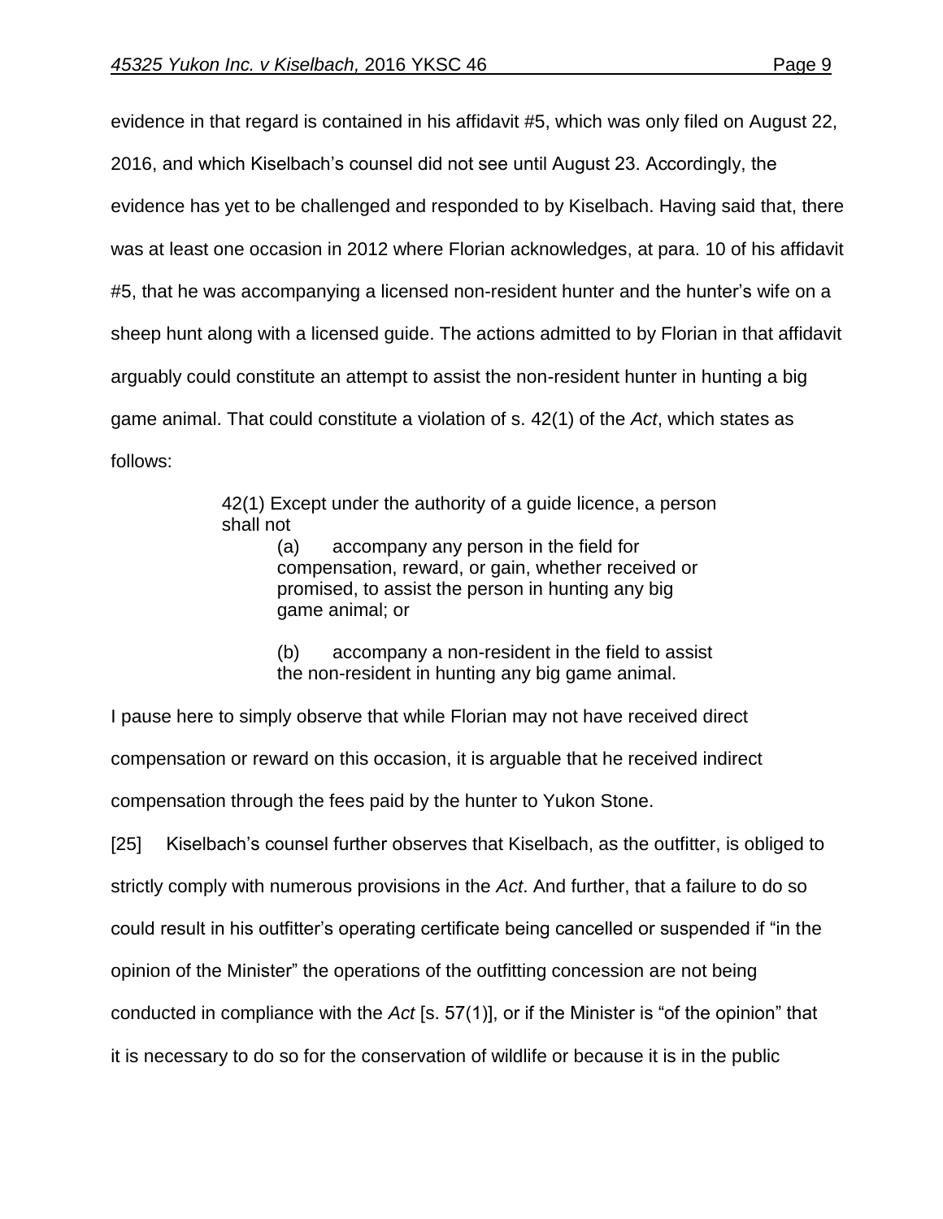evidence in that regard is contained in his affidavit #5, which was only filed on August 22, 2016, and which Kiselbach's counsel did not see until August 23. Accordingly, the evidence has yet to be challenged and responded to by Kiselbach. Having said that, there was at least one occasion in 2012 where Florian acknowledges, at para. 10 of his affidavit #5, that he was accompanying a licensed non-resident hunter and the hunter's wife on a sheep hunt along with a licensed guide. The actions admitted to by Florian in that affidavit arguably could constitute an attempt to assist the non-resident hunter in hunting a big game animal. That could constitute a violation of s. 42(1) of the *Act*, which states as follows:

> 42(1) Except under the authority of a guide licence, a person shall not
>
> > (a) accompany any person in the field for compensation, reward, or gain, whether received or promised, to assist the person in hunting any big game animal; or
> >
> > (b) accompany a non-resident in the field to assist the non-resident in hunting any big game animal.

I pause here to simply observe that while Florian may not have received direct compensation or reward on this occasion, it is arguable that he received indirect compensation through the fees paid by the hunter to Yukon Stone.

[25] Kiselbach's counsel further observes that Kiselbach, as the outfitter, is obliged to strictly comply with numerous provisions in the *Act*. And further, that a failure to do so could result in his outfitter's operating certificate being cancelled or suspended if "in the opinion of the Minister" the operations of the outfitting concession are not being conducted in compliance with the *Act* [s. 57(1)], or if the Minister is "of the opinion" that it is necessary to do so for the conservation of wildlife or because it is in the public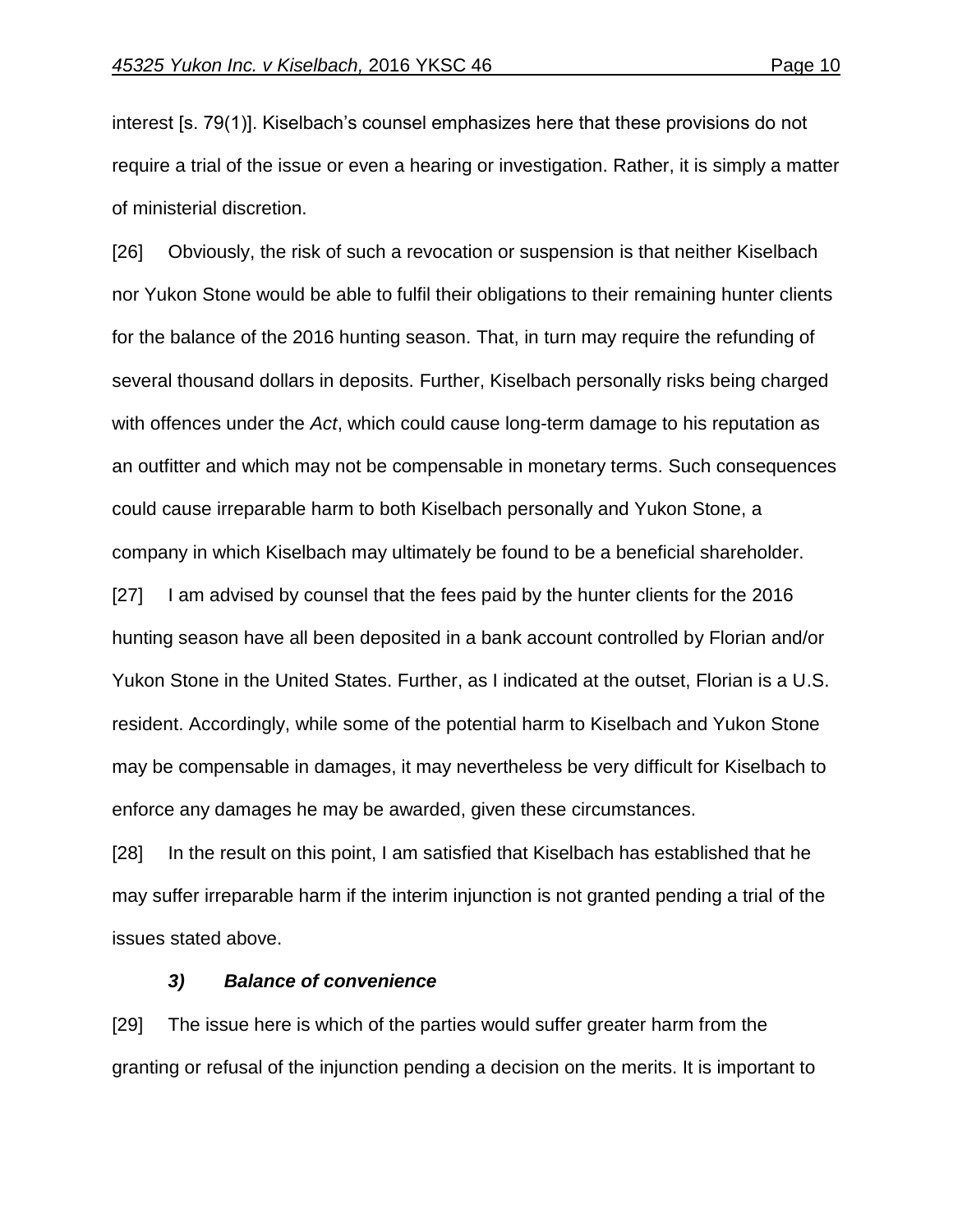interest [s. 79(1)]. Kiselbach's counsel emphasizes here that these provisions do not require a trial of the issue or even a hearing or investigation. Rather, it is simply a matter of ministerial discretion.

[26] Obviously, the risk of such a revocation or suspension is that neither Kiselbach nor Yukon Stone would be able to fulfil their obligations to their remaining hunter clients for the balance of the 2016 hunting season. That, in turn may require the refunding of several thousand dollars in deposits. Further, Kiselbach personally risks being charged with offences under the *Act*, which could cause long-term damage to his reputation as an outfitter and which may not be compensable in monetary terms. Such consequences could cause irreparable harm to both Kiselbach personally and Yukon Stone, a company in which Kiselbach may ultimately be found to be a beneficial shareholder.

[27] I am advised by counsel that the fees paid by the hunter clients for the 2016 hunting season have all been deposited in a bank account controlled by Florian and/or Yukon Stone in the United States. Further, as I indicated at the outset, Florian is a U.S. resident. Accordingly, while some of the potential harm to Kiselbach and Yukon Stone may be compensable in damages, it may nevertheless be very difficult for Kiselbach to enforce any damages he may be awarded, given these circumstances.

[28] In the result on this point, I am satisfied that Kiselbach has established that he may suffer irreparable harm if the interim injunction is not granted pending a trial of the issues stated above.

### *3) Balance of convenience*

[29] The issue here is which of the parties would suffer greater harm from the granting or refusal of the injunction pending a decision on the merits. It is important to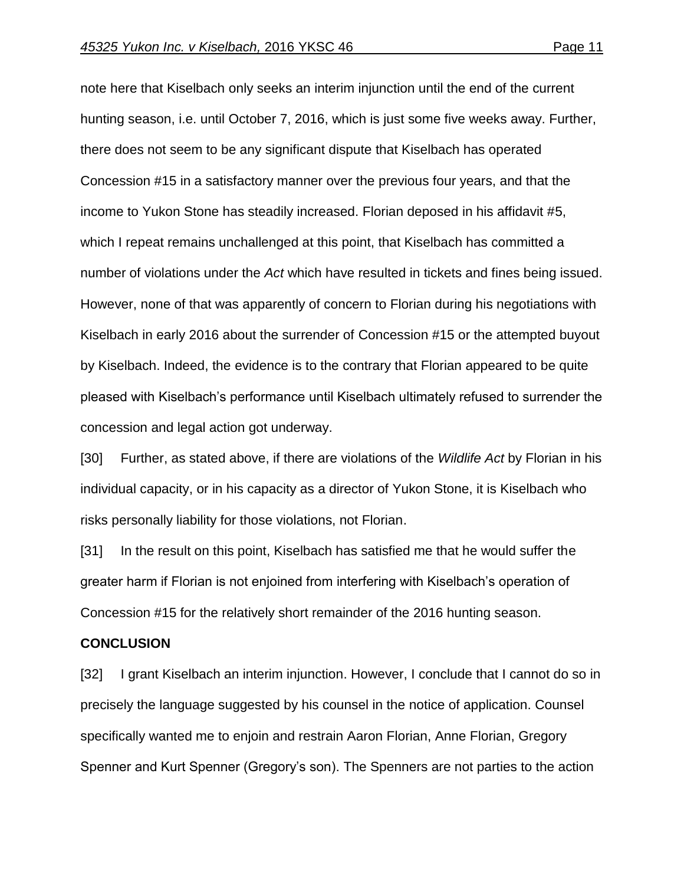note here that Kiselbach only seeks an interim injunction until the end of the current hunting season, i.e. until October 7, 2016, which is just some five weeks away. Further, there does not seem to be any significant dispute that Kiselbach has operated Concession #15 in a satisfactory manner over the previous four years, and that the income to Yukon Stone has steadily increased. Florian deposed in his affidavit #5, which I repeat remains unchallenged at this point, that Kiselbach has committed a number of violations under the *Act* which have resulted in tickets and fines being issued. However, none of that was apparently of concern to Florian during his negotiations with Kiselbach in early 2016 about the surrender of Concession #15 or the attempted buyout by Kiselbach. Indeed, the evidence is to the contrary that Florian appeared to be quite pleased with Kiselbach's performance until Kiselbach ultimately refused to surrender the concession and legal action got underway.

[30] Further, as stated above, if there are violations of the *Wildlife Act* by Florian in his individual capacity, or in his capacity as a director of Yukon Stone, it is Kiselbach who risks personally liability for those violations, not Florian.

[31] In the result on this point, Kiselbach has satisfied me that he would suffer the greater harm if Florian is not enjoined from interfering with Kiselbach's operation of Concession #15 for the relatively short remainder of the 2016 hunting season.

**CONCLUSION**

[32] I grant Kiselbach an interim injunction. However, I conclude that I cannot do so in precisely the language suggested by his counsel in the notice of application. Counsel specifically wanted me to enjoin and restrain Aaron Florian, Anne Florian, Gregory Spenner and Kurt Spenner (Gregory's son). The Spenners are not parties to the action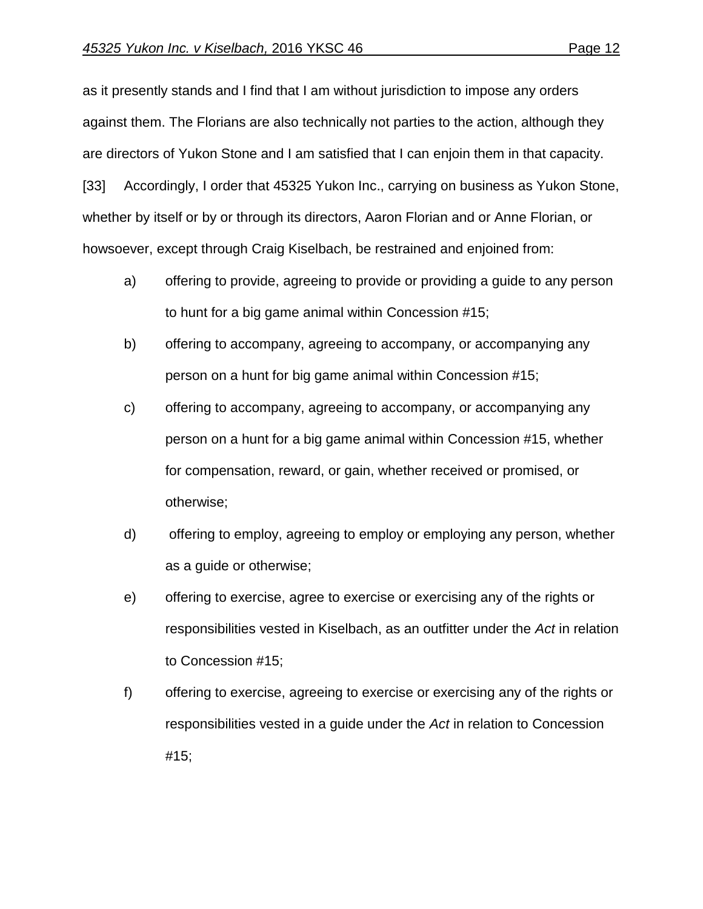as it presently stands and I find that I am without jurisdiction to impose any orders against them. The Florians are also technically not parties to the action, although they are directors of Yukon Stone and I am satisfied that I can enjoin them in that capacity.

[33] Accordingly, I order that 45325 Yukon Inc., carrying on business as Yukon Stone, whether by itself or by or through its directors, Aaron Florian and or Anne Florian, or howsoever, except through Craig Kiselbach, be restrained and enjoined from:

a) offering to provide, agreeing to provide or providing a guide to any person to hunt for a big game animal within Concession #15;

b) offering to accompany, agreeing to accompany, or accompanying any person on a hunt for big game animal within Concession #15;

c) offering to accompany, agreeing to accompany, or accompanying any person on a hunt for a big game animal within Concession #15, whether for compensation, reward, or gain, whether received or promised, or otherwise;

d) offering to employ, agreeing to employ or employing any person, whether as a guide or otherwise;

e) offering to exercise, agree to exercise or exercising any of the rights or responsibilities vested in Kiselbach, as an outfitter under the *Act* in relation to Concession #15;

f) offering to exercise, agreeing to exercise or exercising any of the rights or responsibilities vested in a guide under the *Act* in relation to Concession #15;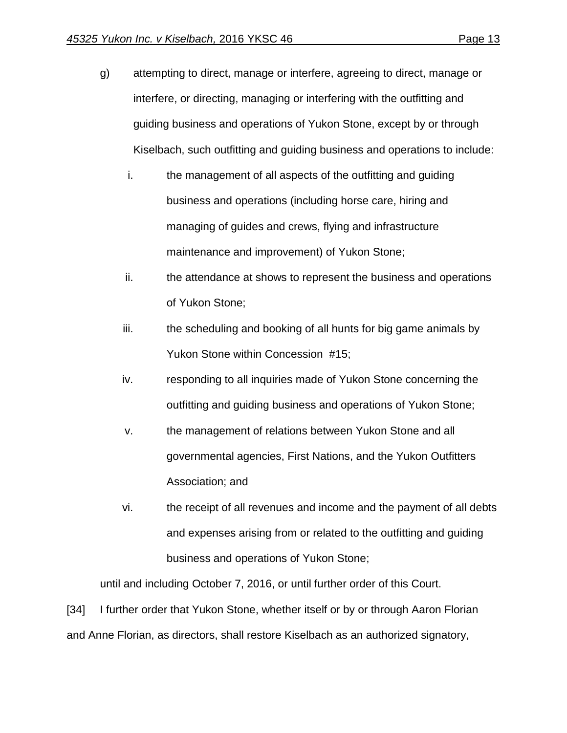g) attempting to direct, manage or interfere, agreeing to direct, manage or interfere, or directing, managing or interfering with the outfitting and guiding business and operations of Yukon Stone, except by or through Kiselbach, such outfitting and guiding business and operations to include:

   i. the management of all aspects of the outfitting and guiding business and operations (including horse care, hiring and managing of guides and crews, flying and infrastructure maintenance and improvement) of Yukon Stone;

   ii. the attendance at shows to represent the business and operations of Yukon Stone;

   iii. the scheduling and booking of all hunts for big game animals by Yukon Stone within Concession #15;

   iv. responding to all inquiries made of Yukon Stone concerning the outfitting and guiding business and operations of Yukon Stone;

   v. the management of relations between Yukon Stone and all governmental agencies, First Nations, and the Yukon Outfitters Association; and

   vi. the receipt of all revenues and income and the payment of all debts and expenses arising from or related to the outfitting and guiding business and operations of Yukon Stone;

until and including October 7, 2016, or until further order of this Court.

[34] I further order that Yukon Stone, whether itself or by or through Aaron Florian and Anne Florian, as directors, shall restore Kiselbach as an authorized signatory,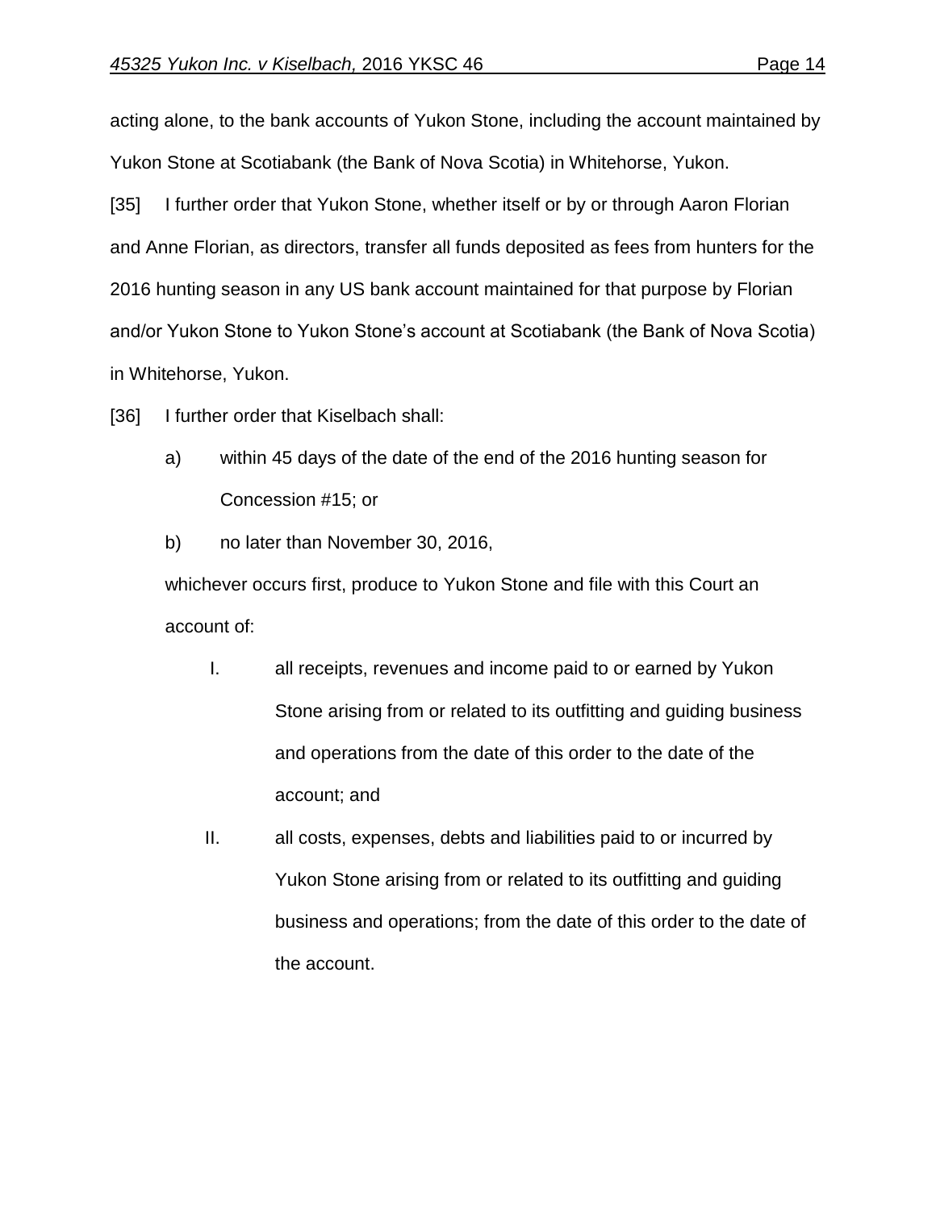acting alone, to the bank accounts of Yukon Stone, including the account maintained by Yukon Stone at Scotiabank (the Bank of Nova Scotia) in Whitehorse, Yukon.

[35] I further order that Yukon Stone, whether itself or by or through Aaron Florian and Anne Florian, as directors, transfer all funds deposited as fees from hunters for the 2016 hunting season in any US bank account maintained for that purpose by Florian and/or Yukon Stone to Yukon Stone's account at Scotiabank (the Bank of Nova Scotia) in Whitehorse, Yukon.

[36] I further order that Kiselbach shall:

a) within 45 days of the date of the end of the 2016 hunting season for Concession #15; or

b) no later than November 30, 2016,

whichever occurs first, produce to Yukon Stone and file with this Court an account of:

I. all receipts, revenues and income paid to or earned by Yukon Stone arising from or related to its outfitting and guiding business and operations from the date of this order to the date of the account; and

II. all costs, expenses, debts and liabilities paid to or incurred by Yukon Stone arising from or related to its outfitting and guiding business and operations; from the date of this order to the date of the account.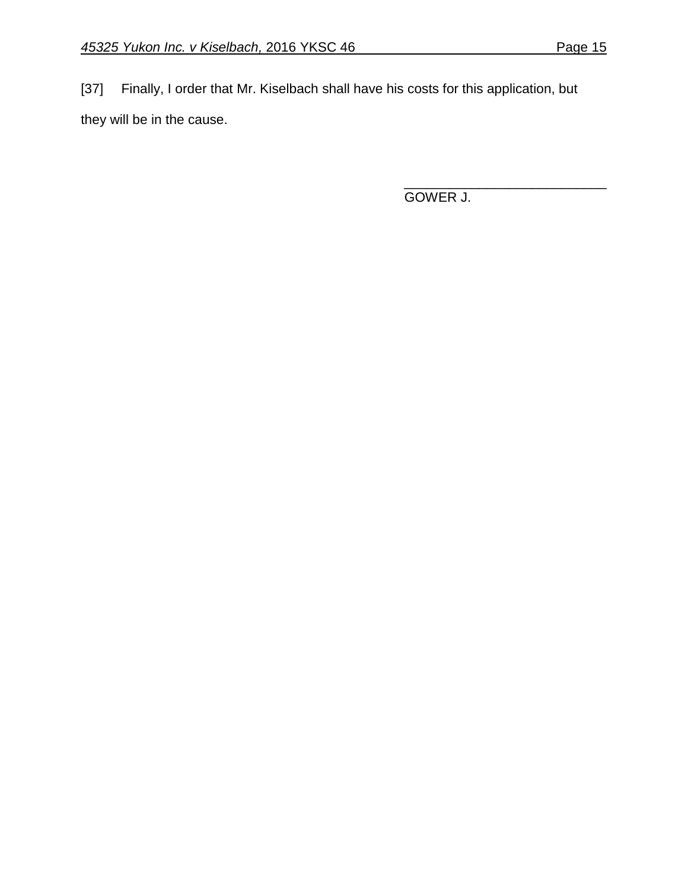[37] Finally, I order that Mr. Kiselbach shall have his costs for this application, but they will be in the cause.

___________________________
GOWER J.